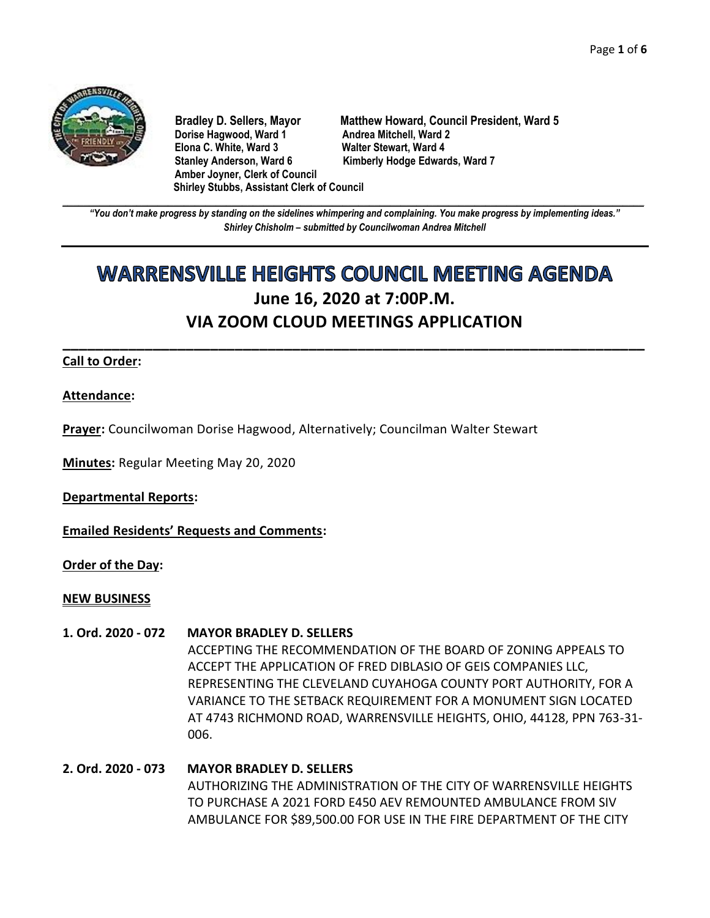**Bradley D. Sellers, Mayor** **Matthew Howard, Council President, Ward 5**
**Dorise Hagwood, Ward 1** **Andrea Mitchell, Ward 2**
**Elona C. White, Ward 3** **Walter Stewart, Ward 4**
**Stanley Anderson, Ward 6** **Kimberly Hodge Edwards, Ward 7**
**Amber Joyner, Clerk of Council**
**Shirley Stubbs, Assistant Clerk of Council**

---

***"You don't make progress by standing on the sidelines whimpering and complaining. You make progress by implementing ideas."***
***Shirley Chisholm – submitted by Councilwoman Andrea Mitchell***

---

# WARRENSVILLE HEIGHTS COUNCIL MEETING AGENDA

## June 16, 2020 at 7:00P.M.

## VIA ZOOM CLOUD MEETINGS APPLICATION

---

**Call to Order:**

**Attendance:**

**Prayer:** Councilwoman Dorise Hagwood, Alternatively; Councilman Walter Stewart

**Minutes:** Regular Meeting May 20, 2020

**Departmental Reports:**

**Emailed Residents' Requests and Comments:**

**Order of the Day:**

**NEW BUSINESS**

**1. Ord. 2020 - 072** **MAYOR BRADLEY D. SELLERS**
ACCEPTING THE RECOMMENDATION OF THE BOARD OF ZONING APPEALS TO ACCEPT THE APPLICATION OF FRED DIBLASIO OF GEIS COMPANIES LLC, REPRESENTING THE CLEVELAND CUYAHOGA COUNTY PORT AUTHORITY, FOR A VARIANCE TO THE SETBACK REQUIREMENT FOR A MONUMENT SIGN LOCATED AT 4743 RICHMOND ROAD, WARRENSVILLE HEIGHTS, OHIO, 44128, PPN 763-31-006.

**2. Ord. 2020 - 073** **MAYOR BRADLEY D. SELLERS**
AUTHORIZING THE ADMINISTRATION OF THE CITY OF WARRENSVILLE HEIGHTS TO PURCHASE A 2021 FORD E450 AEV REMOUNTED AMBULANCE FROM SIV AMBULANCE FOR $89,500.00 FOR USE IN THE FIRE DEPARTMENT OF THE CITY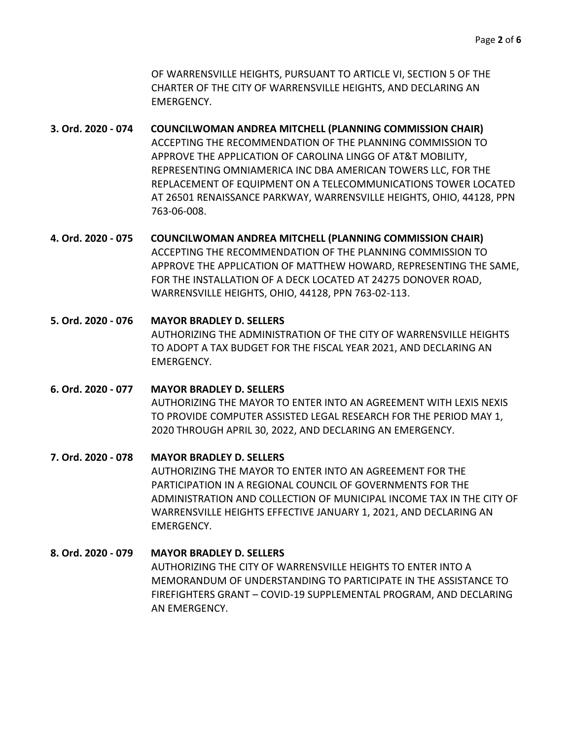OF WARRENSVILLE HEIGHTS, PURSUANT TO ARTICLE VI, SECTION 5 OF THE CHARTER OF THE CITY OF WARRENSVILLE HEIGHTS, AND DECLARING AN EMERGENCY.

**3. Ord. 2020 - 074 COUNCILWOMAN ANDREA MITCHELL (PLANNING COMMISSION CHAIR)**
ACCEPTING THE RECOMMENDATION OF THE PLANNING COMMISSION TO APPROVE THE APPLICATION OF CAROLINA LINGG OF AT&T MOBILITY, REPRESENTING OMNIAMERICA INC DBA AMERICAN TOWERS LLC, FOR THE REPLACEMENT OF EQUIPMENT ON A TELECOMMUNICATIONS TOWER LOCATED AT 26501 RENAISSANCE PARKWAY, WARRENSVILLE HEIGHTS, OHIO, 44128, PPN 763-06-008.

**4. Ord. 2020 - 075 COUNCILWOMAN ANDREA MITCHELL (PLANNING COMMISSION CHAIR)**
ACCEPTING THE RECOMMENDATION OF THE PLANNING COMMISSION TO APPROVE THE APPLICATION OF MATTHEW HOWARD, REPRESENTING THE SAME, FOR THE INSTALLATION OF A DECK LOCATED AT 24275 DONOVER ROAD, WARRENSVILLE HEIGHTS, OHIO, 44128, PPN 763-02-113.

**5. Ord. 2020 - 076 MAYOR BRADLEY D. SELLERS**
AUTHORIZING THE ADMINISTRATION OF THE CITY OF WARRENSVILLE HEIGHTS TO ADOPT A TAX BUDGET FOR THE FISCAL YEAR 2021, AND DECLARING AN EMERGENCY.

**6. Ord. 2020 - 077 MAYOR BRADLEY D. SELLERS**
AUTHORIZING THE MAYOR TO ENTER INTO AN AGREEMENT WITH LEXIS NEXIS TO PROVIDE COMPUTER ASSISTED LEGAL RESEARCH FOR THE PERIOD MAY 1, 2020 THROUGH APRIL 30, 2022, AND DECLARING AN EMERGENCY.

**7. Ord. 2020 - 078 MAYOR BRADLEY D. SELLERS**
AUTHORIZING THE MAYOR TO ENTER INTO AN AGREEMENT FOR THE PARTICIPATION IN A REGIONAL COUNCIL OF GOVERNMENTS FOR THE ADMINISTRATION AND COLLECTION OF MUNICIPAL INCOME TAX IN THE CITY OF WARRENSVILLE HEIGHTS EFFECTIVE JANUARY 1, 2021, AND DECLARING AN EMERGENCY.

**8. Ord. 2020 - 079 MAYOR BRADLEY D. SELLERS**
AUTHORIZING THE CITY OF WARRENSVILLE HEIGHTS TO ENTER INTO A MEMORANDUM OF UNDERSTANDING TO PARTICIPATE IN THE ASSISTANCE TO FIREFIGHTERS GRANT – COVID-19 SUPPLEMENTAL PROGRAM, AND DECLARING AN EMERGENCY.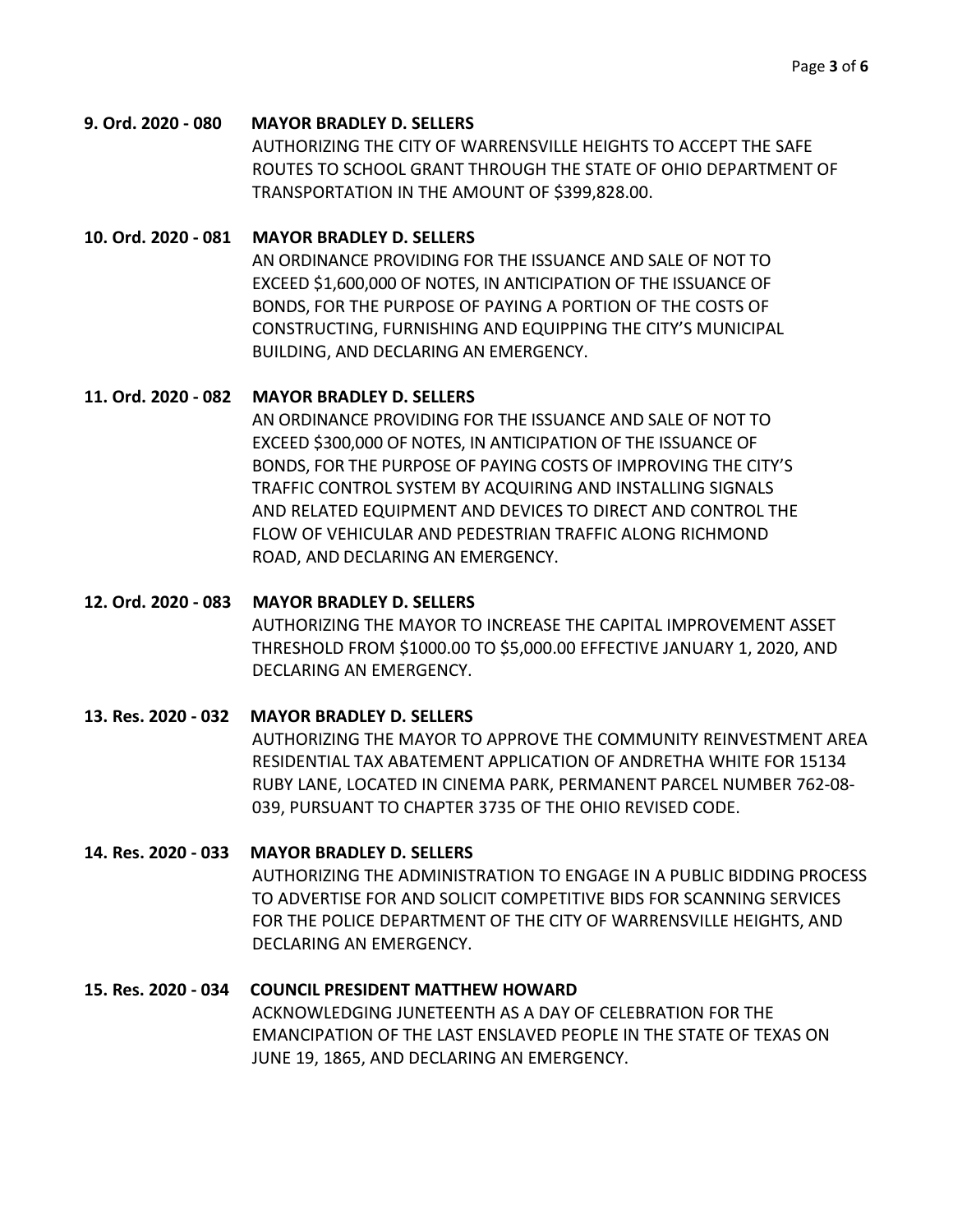**9. Ord. 2020 - 080 MAYOR BRADLEY D. SELLERS**

AUTHORIZING THE CITY OF WARRENSVILLE HEIGHTS TO ACCEPT THE SAFE ROUTES TO SCHOOL GRANT THROUGH THE STATE OF OHIO DEPARTMENT OF TRANSPORTATION IN THE AMOUNT OF $399,828.00.

**10. Ord. 2020 - 081 MAYOR BRADLEY D. SELLERS**

AN ORDINANCE PROVIDING FOR THE ISSUANCE AND SALE OF NOT TO EXCEED $1,600,000 OF NOTES, IN ANTICIPATION OF THE ISSUANCE OF BONDS, FOR THE PURPOSE OF PAYING A PORTION OF THE COSTS OF CONSTRUCTING, FURNISHING AND EQUIPPING THE CITY'S MUNICIPAL BUILDING, AND DECLARING AN EMERGENCY.

**11. Ord. 2020 - 082 MAYOR BRADLEY D. SELLERS**

AN ORDINANCE PROVIDING FOR THE ISSUANCE AND SALE OF NOT TO EXCEED $300,000 OF NOTES, IN ANTICIPATION OF THE ISSUANCE OF BONDS, FOR THE PURPOSE OF PAYING COSTS OF IMPROVING THE CITY'S TRAFFIC CONTROL SYSTEM BY ACQUIRING AND INSTALLING SIGNALS AND RELATED EQUIPMENT AND DEVICES TO DIRECT AND CONTROL THE FLOW OF VEHICULAR AND PEDESTRIAN TRAFFIC ALONG RICHMOND ROAD, AND DECLARING AN EMERGENCY.

**12. Ord. 2020 - 083 MAYOR BRADLEY D. SELLERS**

AUTHORIZING THE MAYOR TO INCREASE THE CAPITAL IMPROVEMENT ASSET THRESHOLD FROM $1000.00 TO $5,000.00 EFFECTIVE JANUARY 1, 2020, AND DECLARING AN EMERGENCY.

**13. Res. 2020 - 032 MAYOR BRADLEY D. SELLERS**

AUTHORIZING THE MAYOR TO APPROVE THE COMMUNITY REINVESTMENT AREA RESIDENTIAL TAX ABATEMENT APPLICATION OF ANDRETHA WHITE FOR 15134 RUBY LANE, LOCATED IN CINEMA PARK, PERMANENT PARCEL NUMBER 762-08-039, PURSUANT TO CHAPTER 3735 OF THE OHIO REVISED CODE.

**14. Res. 2020 - 033 MAYOR BRADLEY D. SELLERS**

AUTHORIZING THE ADMINISTRATION TO ENGAGE IN A PUBLIC BIDDING PROCESS TO ADVERTISE FOR AND SOLICIT COMPETITIVE BIDS FOR SCANNING SERVICES FOR THE POLICE DEPARTMENT OF THE CITY OF WARRENSVILLE HEIGHTS, AND DECLARING AN EMERGENCY.

**15. Res. 2020 - 034 COUNCIL PRESIDENT MATTHEW HOWARD**

ACKNOWLEDGING JUNETEENTH AS A DAY OF CELEBRATION FOR THE EMANCIPATION OF THE LAST ENSLAVED PEOPLE IN THE STATE OF TEXAS ON JUNE 19, 1865, AND DECLARING AN EMERGENCY.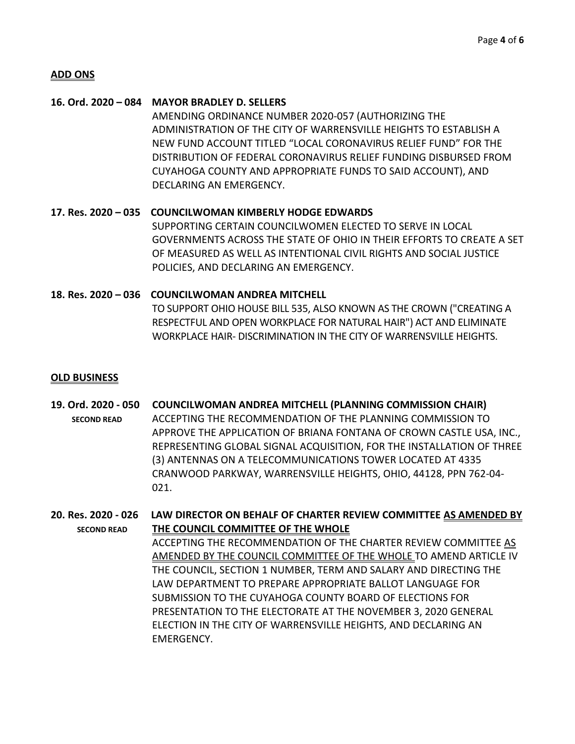## ADD ONS

**16. Ord. 2020 – 084 MAYOR BRADLEY D. SELLERS**

AMENDING ORDINANCE NUMBER 2020-057 (AUTHORIZING THE ADMINISTRATION OF THE CITY OF WARRENSVILLE HEIGHTS TO ESTABLISH A NEW FUND ACCOUNT TITLED "LOCAL CORONAVIRUS RELIEF FUND" FOR THE DISTRIBUTION OF FEDERAL CORONAVIRUS RELIEF FUNDING DISBURSED FROM CUYAHOGA COUNTY AND APPROPRIATE FUNDS TO SAID ACCOUNT), AND DECLARING AN EMERGENCY.

**17. Res. 2020 – 035 COUNCILWOMAN KIMBERLY HODGE EDWARDS**

SUPPORTING CERTAIN COUNCILWOMEN ELECTED TO SERVE IN LOCAL GOVERNMENTS ACROSS THE STATE OF OHIO IN THEIR EFFORTS TO CREATE A SET OF MEASURED AS WELL AS INTENTIONAL CIVIL RIGHTS AND SOCIAL JUSTICE POLICIES, AND DECLARING AN EMERGENCY.

**18. Res. 2020 – 036 COUNCILWOMAN ANDREA MITCHELL**

TO SUPPORT OHIO HOUSE BILL 535, ALSO KNOWN AS THE CROWN ("CREATING A RESPECTFUL AND OPEN WORKPLACE FOR NATURAL HAIR") ACT AND ELIMINATE WORKPLACE HAIR- DISCRIMINATION IN THE CITY OF WARRENSVILLE HEIGHTS.

## OLD BUSINESS

**19. Ord. 2020 - 050 COUNCILWOMAN ANDREA MITCHELL (PLANNING COMMISSION CHAIR)**
**SECOND READ**

ACCEPTING THE RECOMMENDATION OF THE PLANNING COMMISSION TO APPROVE THE APPLICATION OF BRIANA FONTANA OF CROWN CASTLE USA, INC., REPRESENTING GLOBAL SIGNAL ACQUISITION, FOR THE INSTALLATION OF THREE (3) ANTENNAS ON A TELECOMMUNICATIONS TOWER LOCATED AT 4335 CRANWOOD PARKWAY, WARRENSVILLE HEIGHTS, OHIO, 44128, PPN 762-04-021.

**20. Res. 2020 - 026 LAW DIRECTOR ON BEHALF OF CHARTER REVIEW COMMITTEE <u>AS AMENDED BY THE COUNCIL COMMITTEE OF THE WHOLE</u>**
**SECOND READ**

ACCEPTING THE RECOMMENDATION OF THE CHARTER REVIEW COMMITTEE <u>AS AMENDED BY THE COUNCIL COMMITTEE OF THE WHOLE</u> TO AMEND ARTICLE IV THE COUNCIL, SECTION 1 NUMBER, TERM AND SALARY AND DIRECTING THE LAW DEPARTMENT TO PREPARE APPROPRIATE BALLOT LANGUAGE FOR SUBMISSION TO THE CUYAHOGA COUNTY BOARD OF ELECTIONS FOR PRESENTATION TO THE ELECTORATE AT THE NOVEMBER 3, 2020 GENERAL ELECTION IN THE CITY OF WARRENSVILLE HEIGHTS, AND DECLARING AN EMERGENCY.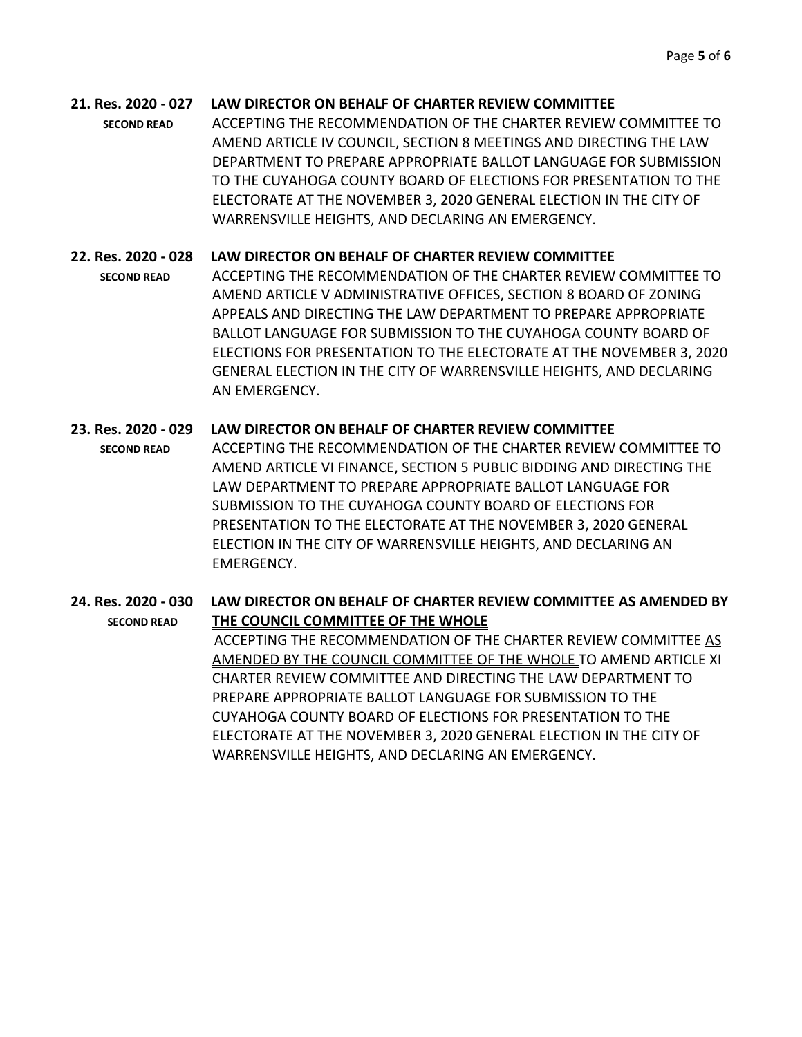**21. Res. 2020 - 027 LAW DIRECTOR ON BEHALF OF CHARTER REVIEW COMMITTEE**

**SECOND READ**

ACCEPTING THE RECOMMENDATION OF THE CHARTER REVIEW COMMITTEE TO AMEND ARTICLE IV COUNCIL, SECTION 8 MEETINGS AND DIRECTING THE LAW DEPARTMENT TO PREPARE APPROPRIATE BALLOT LANGUAGE FOR SUBMISSION TO THE CUYAHOGA COUNTY BOARD OF ELECTIONS FOR PRESENTATION TO THE ELECTORATE AT THE NOVEMBER 3, 2020 GENERAL ELECTION IN THE CITY OF WARRENSVILLE HEIGHTS, AND DECLARING AN EMERGENCY.

**22. Res. 2020 - 028 LAW DIRECTOR ON BEHALF OF CHARTER REVIEW COMMITTEE**

**SECOND READ**

ACCEPTING THE RECOMMENDATION OF THE CHARTER REVIEW COMMITTEE TO AMEND ARTICLE V ADMINISTRATIVE OFFICES, SECTION 8 BOARD OF ZONING APPEALS AND DIRECTING THE LAW DEPARTMENT TO PREPARE APPROPRIATE BALLOT LANGUAGE FOR SUBMISSION TO THE CUYAHOGA COUNTY BOARD OF ELECTIONS FOR PRESENTATION TO THE ELECTORATE AT THE NOVEMBER 3, 2020 GENERAL ELECTION IN THE CITY OF WARRENSVILLE HEIGHTS, AND DECLARING AN EMERGENCY.

**23. Res. 2020 - 029 LAW DIRECTOR ON BEHALF OF CHARTER REVIEW COMMITTEE**

**SECOND READ**

ACCEPTING THE RECOMMENDATION OF THE CHARTER REVIEW COMMITTEE TO AMEND ARTICLE VI FINANCE, SECTION 5 PUBLIC BIDDING AND DIRECTING THE LAW DEPARTMENT TO PREPARE APPROPRIATE BALLOT LANGUAGE FOR SUBMISSION TO THE CUYAHOGA COUNTY BOARD OF ELECTIONS FOR PRESENTATION TO THE ELECTORATE AT THE NOVEMBER 3, 2020 GENERAL ELECTION IN THE CITY OF WARRENSVILLE HEIGHTS, AND DECLARING AN EMERGENCY.

**24. Res. 2020 - 030 LAW DIRECTOR ON BEHALF OF CHARTER REVIEW COMMITTEE <u>AS AMENDED BY THE COUNCIL COMMITTEE OF THE WHOLE</u>**

**SECOND READ**

ACCEPTING THE RECOMMENDATION OF THE CHARTER REVIEW COMMITTEE <u>AS AMENDED BY THE COUNCIL COMMITTEE OF THE WHOLE</u> TO AMEND ARTICLE XI CHARTER REVIEW COMMITTEE AND DIRECTING THE LAW DEPARTMENT TO PREPARE APPROPRIATE BALLOT LANGUAGE FOR SUBMISSION TO THE CUYAHOGA COUNTY BOARD OF ELECTIONS FOR PRESENTATION TO THE ELECTORATE AT THE NOVEMBER 3, 2020 GENERAL ELECTION IN THE CITY OF WARRENSVILLE HEIGHTS, AND DECLARING AN EMERGENCY.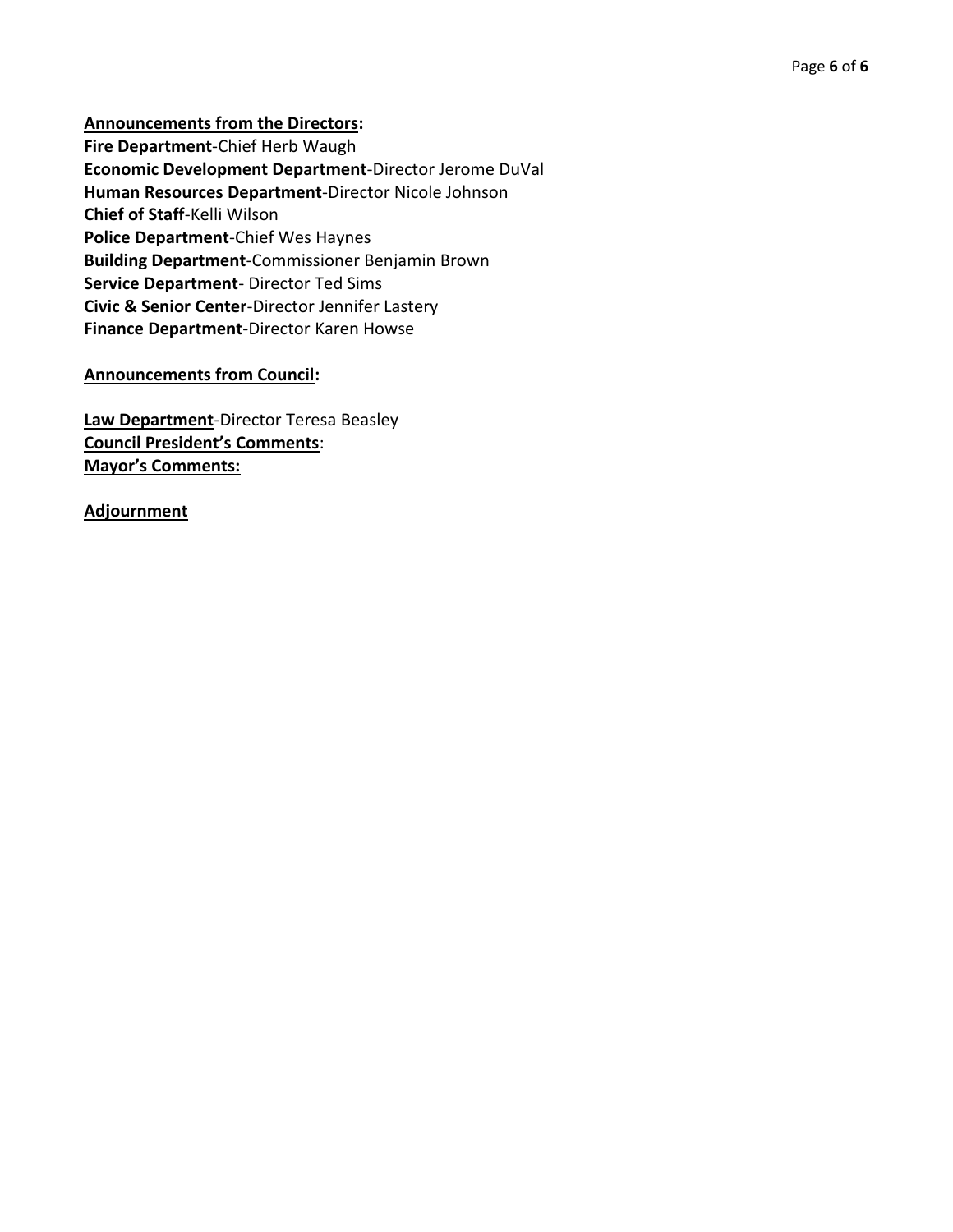**Announcements from the Directors:**

**Fire Department**-Chief Herb Waugh
**Economic Development Department**-Director Jerome DuVal
**Human Resources Department**-Director Nicole Johnson
**Chief of Staff**-Kelli Wilson
**Police Department**-Chief Wes Haynes
**Building Department**-Commissioner Benjamin Brown
**Service Department**- Director Ted Sims
**Civic & Senior Center**-Director Jennifer Lastery
**Finance Department**-Director Karen Howse

**Announcements from Council:**

**Law Department**-Director Teresa Beasley
**Council President's Comments**:
**Mayor's Comments:**

**Adjournment**